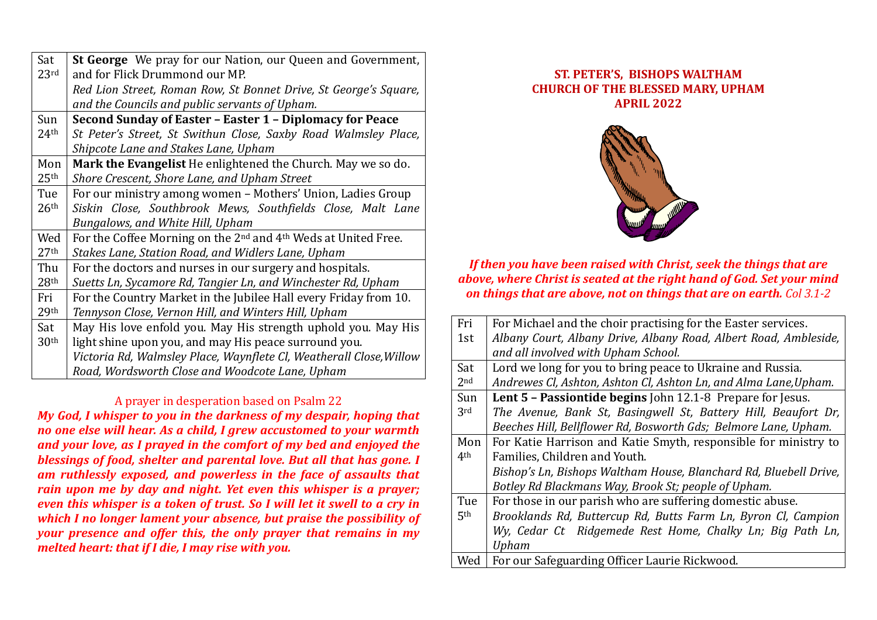| | |
|---|---|
| Sat 23rd | **St George** We pray for our Nation, our Queen and Government, and for Flick Drummond our MP. *Red Lion Street, Roman Row, St Bonnet Drive, St George's Square, and the Councils and public servants of Upham.* |
| Sun 24th | **Second Sunday of Easter – Easter 1 – Diplomacy for Peace** *St Peter's Street, St Swithun Close, Saxby Road Walmsley Place, Shipcote Lane and Stakes Lane, Upham* |
| Mon 25th | **Mark the Evangelist** He enlightened the Church. May we so do. *Shore Crescent, Shore Lane, and Upham Street* |
| Tue 26th | For our ministry among women – Mothers' Union, Ladies Group *Siskin Close, Southbrook Mews, Southfields Close, Malt Lane Bungalows, and White Hill, Upham* |
| Wed 27th | For the Coffee Morning on the 2nd and 4th Weds at United Free. *Stakes Lane, Station Road, and Widlers Lane, Upham* |
| Thu 28th | For the doctors and nurses in our surgery and hospitals. *Suetts Ln, Sycamore Rd, Tangier Ln, and Winchester Rd, Upham* |
| Fri 29th | For the Country Market in the Jubilee Hall every Friday from 10. *Tennyson Close, Vernon Hill, and Winters Hill, Upham* |
| Sat 30th | May His love enfold you. May His strength uphold you. May His light shine upon you, and may His peace surround you. *Victoria Rd, Walmsley Place, Waynflete Cl, Weatherall Close, Willow Road, Wordsworth Close and Woodcote Lane, Upham* |

A prayer in desperation based on Psalm 22

***My God, I whisper to you in the darkness of my despair, hoping that no one else will hear. As a child, I grew accustomed to your warmth and your love, as I prayed in the comfort of my bed and enjoyed the blessings of food, shelter and parental love. But all that has gone. I am ruthlessly exposed, and powerless in the face of assaults that rain upon me by day and night. Yet even this whisper is a prayer; even this whisper is a token of trust. So I will let it swell to a cry in which I no longer lament your absence, but praise the possibility of your presence and offer this, the only prayer that remains in my melted heart: that if I die, I may rise with you.***

**ST. PETER'S, BISHOPS WALTHAM**
**CHURCH OF THE BLESSED MARY, UPHAM**
**APRIL 2022**

***If then you have been raised with Christ, seek the things that are above, where Christ is seated at the right hand of God. Set your mind on things that are above, not on things that are on earth.*** *Col 3.1-2*

| | |
|---|---|
| Fri 1st | For Michael and the choir practising for the Easter services. *Albany Court, Albany Drive, Albany Road, Albert Road, Ambleside, and all involved with Upham School.* |
| Sat 2nd | Lord we long for you to bring peace to Ukraine and Russia. *Andrewes Cl, Ashton, Ashton Cl, Ashton Ln, and Alma Lane, Upham.* |
| Sun 3rd | **Lent 5 – Passiontide begins** John 12.1-8 Prepare for Jesus. *The Avenue, Bank St, Basingwell St, Battery Hill, Beaufort Dr, Beeches Hill, Bellflower Rd, Bosworth Gds; Belmore Lane, Upham.* |
| Mon 4th | For Katie Harrison and Katie Smyth, responsible for ministry to Families, Children and Youth. *Bishop's Ln, Bishops Waltham House, Blanchard Rd, Bluebell Drive, Botley Rd Blackmans Way, Brook St; people of Upham.* |
| Tue 5th | For those in our parish who are suffering domestic abuse. *Brooklands Rd, Buttercup Rd, Butts Farm Ln, Byron Cl, Campion Wy, Cedar Ct Ridgemede Rest Home, Chalky Ln; Big Path Ln, Upham* |
| Wed | For our Safeguarding Officer Laurie Rickwood. |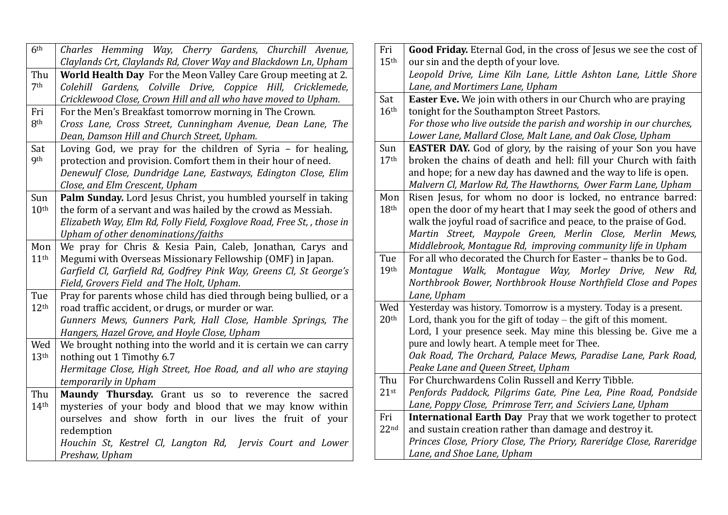| | |
|---|---|
| 6th | *Charles Hemming Way, Cherry Gardens, Churchill Avenue, Claylands Crt, Claylands Rd, Clover Way and Blackdown Ln, Upham* |
| Thu 7th | **World Health Day** For the Meon Valley Care Group meeting at 2. *Colehill Gardens, Colville Drive, Coppice Hill, Cricklemede, Cricklewood Close, Crown Hill and all who have moved to Upham.* |
| Fri 8th | For the Men's Breakfast tomorrow morning in The Crown. *Cross Lane, Cross Street, Cunningham Avenue, Dean Lane, The Dean, Damson Hill and Church Street, Upham.* |
| Sat 9th | Loving God, we pray for the children of Syria – for healing, protection and provision. Comfort them in their hour of need. *Denewulf Close, Dundridge Lane, Eastways, Edington Close, Elim Close, and Elm Crescent, Upham* |
| Sun 10th | **Palm Sunday.** Lord Jesus Christ, you humbled yourself in taking the form of a servant and was hailed by the crowd as Messiah. *Elizabeth Way, Elm Rd, Folly Field, Foxglove Road, Free St, , those in Upham of other denominations/faiths* |
| Mon 11th | We pray for Chris & Kesia Pain, Caleb, Jonathan, Carys and Megumi with Overseas Missionary Fellowship (OMF) in Japan. *Garfield Cl, Garfield Rd, Godfrey Pink Way, Greens Cl, St George's Field, Grovers Field and The Holt, Upham*. |
| Tue 12th | Pray for parents whose child has died through being bullied, or a road traffic accident, or drugs, or murder or war. *Gunners Mews, Gunners Park, Hall Close, Hamble Springs, The Hangers, Hazel Grove, and Hoyle Close, Upham* |
| Wed 13th | We brought nothing into the world and it is certain we can carry nothing out 1 Timothy 6.7 *Hermitage Close, High Street, Hoe Road, and all who are staying temporarily in Upham* |
| Thu 14th | **Maundy Thursday.** Grant us so to reverence the sacred mysteries of your body and blood that we may know within ourselves and show forth in our lives the fruit of your redemption *Houchin St, Kestrel Cl, Langton Rd, Jervis Court and Lower Preshaw, Upham* |
| Fri 15th | **Good Friday.** Eternal God, in the cross of Jesus we see the cost of our sin and the depth of your love. *Leopold Drive, Lime Kiln Lane, Little Ashton Lane, Little Shore Lane, and Mortimers Lane, Upham* |
| Sat 16th | **Easter Eve.** We join with others in our Church who are praying tonight for the Southampton Street Pastors. *For those who live outside the parish and worship in our churches, Lower Lane, Mallard Close, Malt Lane, and Oak Close, Upham* |
| Sun 17th | **EASTER DAY.** God of glory, by the raising of your Son you have broken the chains of death and hell: fill your Church with faith and hope; for a new day has dawned and the way to life is open. *Malvern Cl, Marlow Rd, The Hawthorns, Ower Farm Lane, Upham* |
| Mon 18th | Risen Jesus, for whom no door is locked, no entrance barred: open the door of my heart that I may seek the good of others and walk the joyful road of sacrifice and peace, to the praise of God. *Martin Street, Maypole Green, Merlin Close, Merlin Mews, Middlebrook, Montague Rd, improving community life in Upham* |
| Tue 19th | For all who decorated the Church for Easter – thanks be to God. *Montague Walk, Montague Way, Morley Drive, New Rd, Northbrook Bower, Northbrook House Northfield Close and Popes Lane, Upham* |
| Wed 20th | Yesterday was history. Tomorrow is a mystery. Today is a present. Lord, thank you for the gift of today – the gift of this moment. Lord, I your presence seek. May mine this blessing be. Give me a pure and lowly heart. A temple meet for Thee. *Oak Road, The Orchard, Palace Mews, Paradise Lane, Park Road, Peake Lane and Queen Street, Upham* |
| Thu 21st | For Churchwardens Colin Russell and Kerry Tibble. *Penfords Paddock, Pilgrims Gate, Pine Lea, Pine Road, Pondside Lane, Poppy Close, Primrose Terr, and Sciviers Lane, Upham* |
| Fri 22nd | **International Earth Day** Pray that we work together to protect and sustain creation rather than damage and destroy it. *Princes Close, Priory Close, The Priory, Rareridge Close, Rareridge Lane, and Shoe Lane, Upham* |